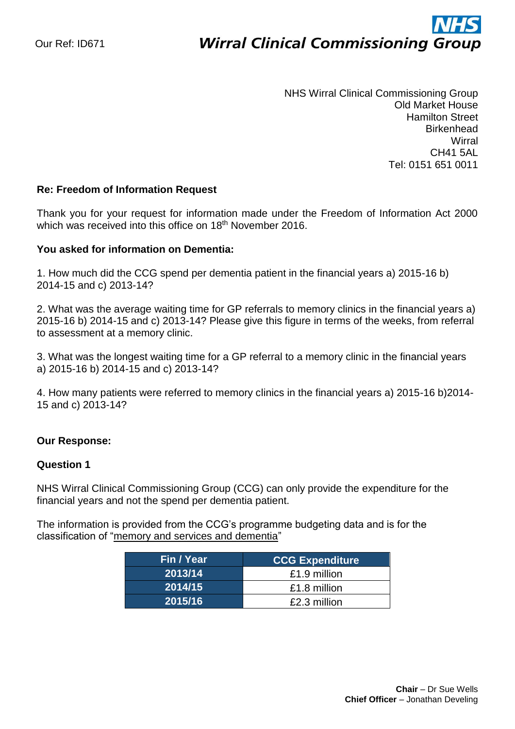Our Ref: ID671

**NHS**
***Wirral Clinical Commissioning Group***

NHS Wirral Clinical Commissioning Group
Old Market House
Hamilton Street
Birkenhead
Wirral
CH41 5AL
Tel: 0151 651 0011

**Re: Freedom of Information Request**

Thank you for your request for information made under the Freedom of Information Act 2000 which was received into this office on 18th November 2016.

**You asked for information on Dementia:**

1. How much did the CCG spend per dementia patient in the financial years a) 2015-16 b) 2014-15 and c) 2013-14?

2. What was the average waiting time for GP referrals to memory clinics in the financial years a) 2015-16 b) 2014-15 and c) 2013-14? Please give this figure in terms of the weeks, from referral to assessment at a memory clinic.

3. What was the longest waiting time for a GP referral to a memory clinic in the financial years a) 2015-16 b) 2014-15 and c) 2013-14?

4. How many patients were referred to memory clinics in the financial years a) 2015-16 b)2014-15 and c) 2013-14?

**Our Response:**

**Question 1**

NHS Wirral Clinical Commissioning Group (CCG) can only provide the expenditure for the financial years and not the spend per dementia patient.

The information is provided from the CCG's programme budgeting data and is for the classification of "memory and services and dementia"

| Fin / Year | CCG Expenditure |
|---|---|
| 2013/14 | £1.9 million |
| 2014/15 | £1.8 million |
| 2015/16 | £2.3 million |

**Chair** – Dr Sue Wells
**Chief Officer** – Jonathan Develing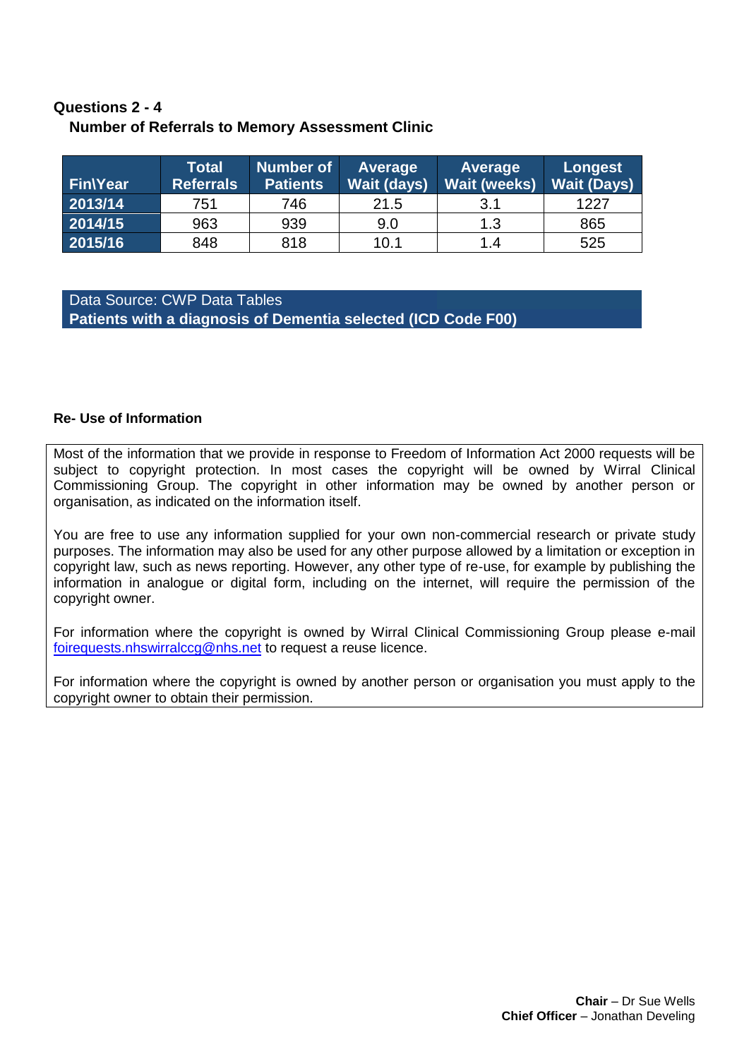**Questions 2 - 4**

**Number of Referrals to Memory Assessment Clinic**

| Fin\Year | Total Referrals | Number of Patients | Average Wait (days) | Average Wait (weeks) | Longest Wait (Days) |
|---|---|---|---|---|---|
| 2013/14 | 751 | 746 | 21.5 | 3.1 | 1227 |
| 2014/15 | 963 | 939 | 9.0 | 1.3 | 865 |
| 2015/16 | 848 | 818 | 10.1 | 1.4 | 525 |

Data Source: CWP Data Tables
**Patients with a diagnosis of Dementia selected (ICD Code F00)**

**Re- Use of Information**

Most of the information that we provide in response to Freedom of Information Act 2000 requests will be subject to copyright protection. In most cases the copyright will be owned by Wirral Clinical Commissioning Group. The copyright in other information may be owned by another person or organisation, as indicated on the information itself.

You are free to use any information supplied for your own non-commercial research or private study purposes. The information may also be used for any other purpose allowed by a limitation or exception in copyright law, such as news reporting. However, any other type of re-use, for example by publishing the information in analogue or digital form, including on the internet, will require the permission of the copyright owner.

For information where the copyright is owned by Wirral Clinical Commissioning Group please e-mail foirequests.nhswirralccg@nhs.net to request a reuse licence.

For information where the copyright is owned by another person or organisation you must apply to the copyright owner to obtain their permission.

**Chair** – Dr Sue Wells
**Chief Officer** – Jonathan Develing